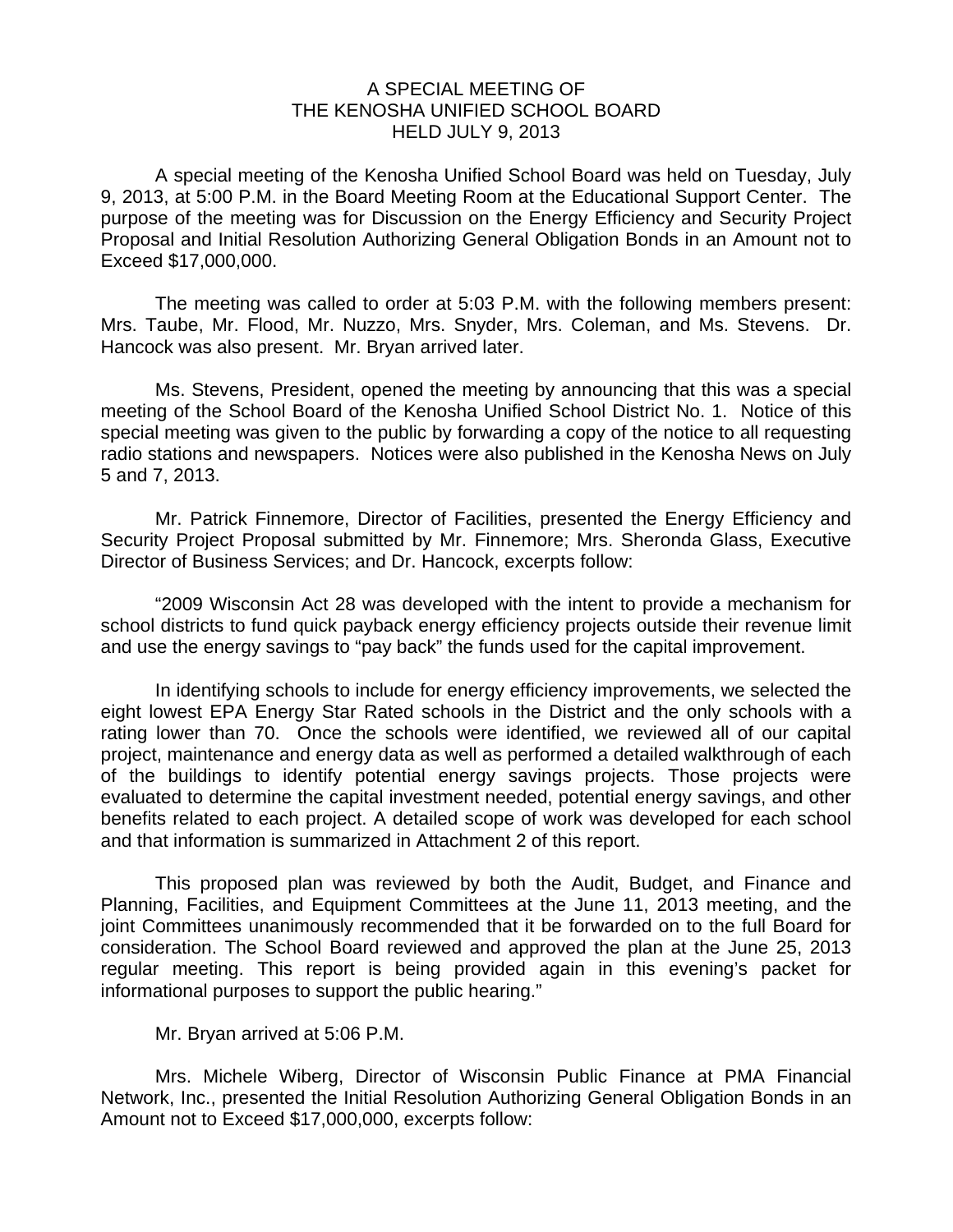# A SPECIAL MEETING OF THE KENOSHA UNIFIED SCHOOL BOARD HELD JULY 9, 2013

A special meeting of the Kenosha Unified School Board was held on Tuesday, July 9, 2013, at 5:00 P.M. in the Board Meeting Room at the Educational Support Center. The purpose of the meeting was for Discussion on the Energy Efficiency and Security Project Proposal and Initial Resolution Authorizing General Obligation Bonds in an Amount not to Exceed $17,000,000.

The meeting was called to order at 5:03 P.M. with the following members present: Mrs. Taube, Mr. Flood, Mr. Nuzzo, Mrs. Snyder, Mrs. Coleman, and Ms. Stevens. Dr. Hancock was also present. Mr. Bryan arrived later.

Ms. Stevens, President, opened the meeting by announcing that this was a special meeting of the School Board of the Kenosha Unified School District No. 1. Notice of this special meeting was given to the public by forwarding a copy of the notice to all requesting radio stations and newspapers. Notices were also published in the Kenosha News on July 5 and 7, 2013.

Mr. Patrick Finnemore, Director of Facilities, presented the Energy Efficiency and Security Project Proposal submitted by Mr. Finnemore; Mrs. Sheronda Glass, Executive Director of Business Services; and Dr. Hancock, excerpts follow:

"2009 Wisconsin Act 28 was developed with the intent to provide a mechanism for school districts to fund quick payback energy efficiency projects outside their revenue limit and use the energy savings to "pay back" the funds used for the capital improvement.

In identifying schools to include for energy efficiency improvements, we selected the eight lowest EPA Energy Star Rated schools in the District and the only schools with a rating lower than 70. Once the schools were identified, we reviewed all of our capital project, maintenance and energy data as well as performed a detailed walkthrough of each of the buildings to identify potential energy savings projects. Those projects were evaluated to determine the capital investment needed, potential energy savings, and other benefits related to each project. A detailed scope of work was developed for each school and that information is summarized in Attachment 2 of this report.

This proposed plan was reviewed by both the Audit, Budget, and Finance and Planning, Facilities, and Equipment Committees at the June 11, 2013 meeting, and the joint Committees unanimously recommended that it be forwarded on to the full Board for consideration. The School Board reviewed and approved the plan at the June 25, 2013 regular meeting. This report is being provided again in this evening's packet for informational purposes to support the public hearing."

Mr. Bryan arrived at 5:06 P.M.

Mrs. Michele Wiberg, Director of Wisconsin Public Finance at PMA Financial Network, Inc., presented the Initial Resolution Authorizing General Obligation Bonds in an Amount not to Exceed $17,000,000, excerpts follow: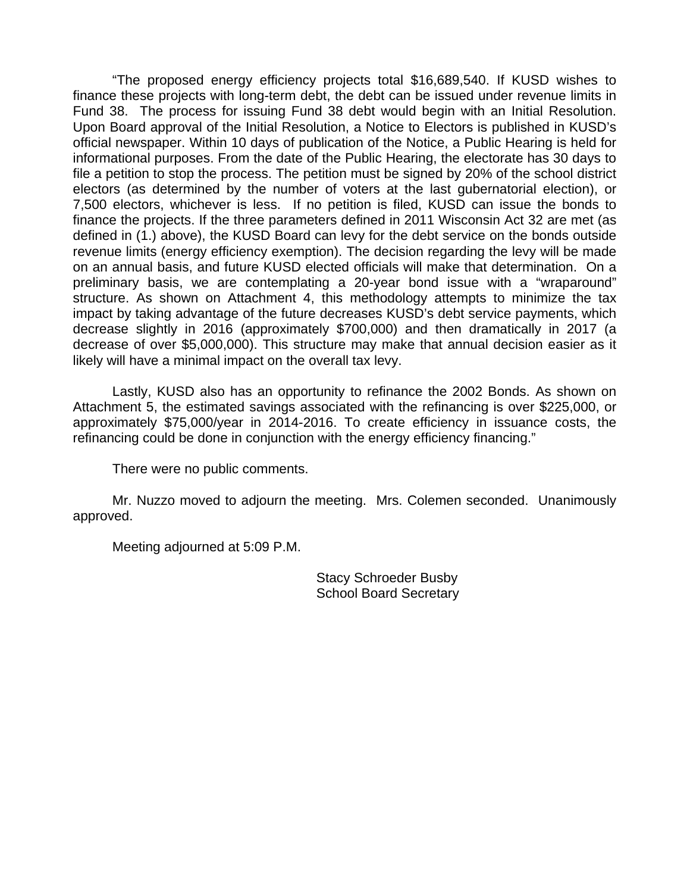"The proposed energy efficiency projects total $16,689,540. If KUSD wishes to finance these projects with long-term debt, the debt can be issued under revenue limits in Fund 38. The process for issuing Fund 38 debt would begin with an Initial Resolution. Upon Board approval of the Initial Resolution, a Notice to Electors is published in KUSD's official newspaper. Within 10 days of publication of the Notice, a Public Hearing is held for informational purposes. From the date of the Public Hearing, the electorate has 30 days to file a petition to stop the process. The petition must be signed by 20% of the school district electors (as determined by the number of voters at the last gubernatorial election), or 7,500 electors, whichever is less. If no petition is filed, KUSD can issue the bonds to finance the projects. If the three parameters defined in 2011 Wisconsin Act 32 are met (as defined in (1.) above), the KUSD Board can levy for the debt service on the bonds outside revenue limits (energy efficiency exemption). The decision regarding the levy will be made on an annual basis, and future KUSD elected officials will make that determination. On a preliminary basis, we are contemplating a 20-year bond issue with a "wraparound" structure. As shown on Attachment 4, this methodology attempts to minimize the tax impact by taking advantage of the future decreases KUSD's debt service payments, which decrease slightly in 2016 (approximately $700,000) and then dramatically in 2017 (a decrease of over $5,000,000). This structure may make that annual decision easier as it likely will have a minimal impact on the overall tax levy.

Lastly, KUSD also has an opportunity to refinance the 2002 Bonds. As shown on Attachment 5, the estimated savings associated with the refinancing is over $225,000, or approximately $75,000/year in 2014-2016. To create efficiency in issuance costs, the refinancing could be done in conjunction with the energy efficiency financing."

There were no public comments.

Mr. Nuzzo moved to adjourn the meeting. Mrs. Colemen seconded. Unanimously approved.

Meeting adjourned at 5:09 P.M.

Stacy Schroeder Busby
School Board Secretary